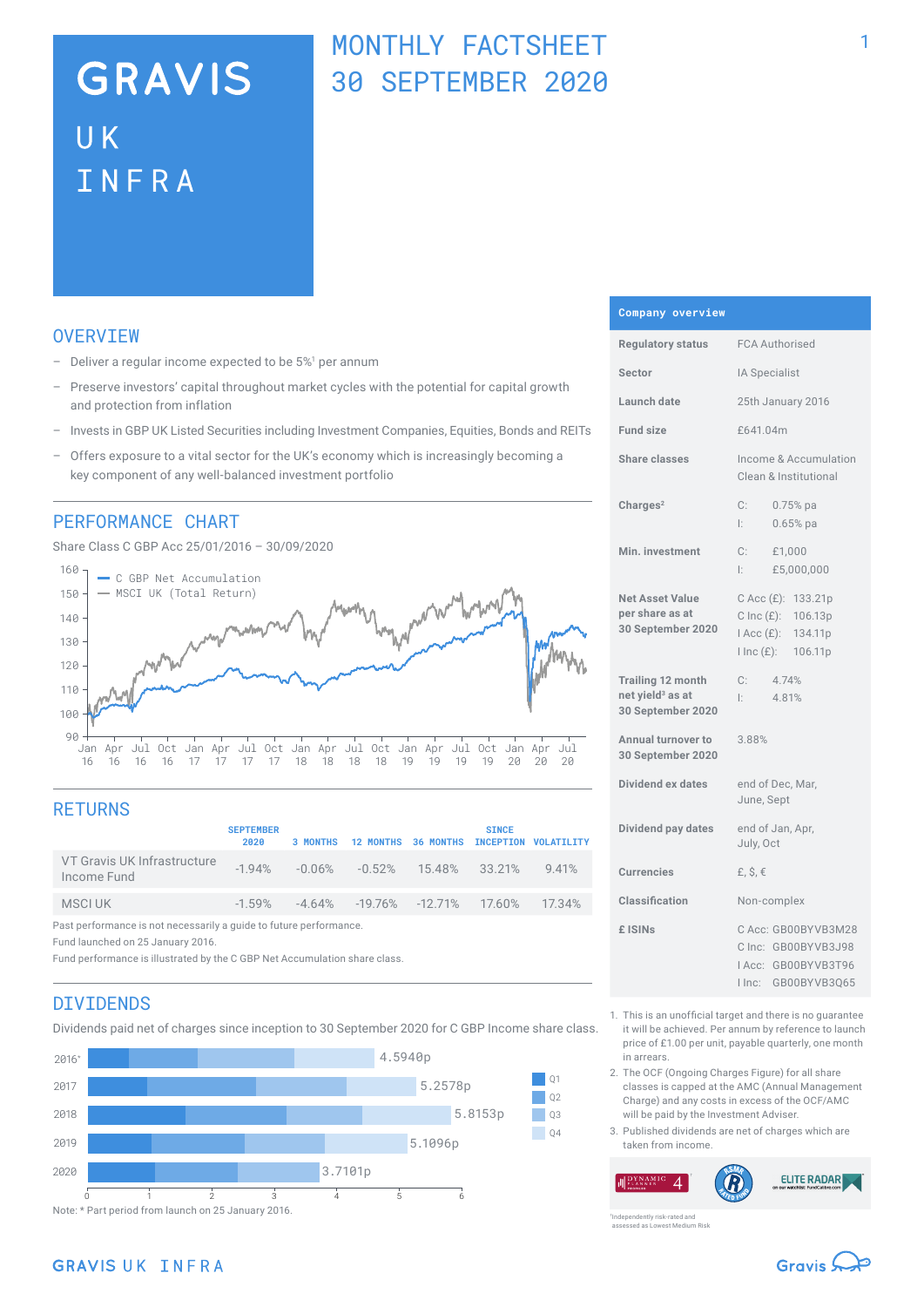# GRAVIS UK INFRA

## MONTHLY FACTSHEET 30 SEPTEMBER 2020

## OVERVIEW

- Deliver a regular income expected to be 5%[1] per annum
- Preserve investors' capital throughout market cycles with the potential for capital growth and protection from inflation
- Invests in GBP UK Listed Securities including Investment Companies, Equities, Bonds and REITs
- Offers exposure to a vital sector for the UK's economy which is increasingly becoming a key component of any well-balanced investment portfolio

## PERFORMANCE CHART

Share Class C GBP Acc 25/01/2016 – 30/09/2020

— C GBP Net Accumulation
— MSCI UK (Total Return)

## RETURNS

| | SEPTEMBER 2020 | 3 MONTHS | 12 MONTHS | 36 MONTHS | SINCE INCEPTION | VOLATILITY |
|---|---|---|---|---|---|---|
| VT Gravis UK Infrastructure Income Fund | -1.94% | -0.06% | -0.52% | 15.48% | 33.21% | 9.41% |
| MSCI UK | -1.59% | -4.64% | -19.76% | -12.71% | 17.60% | 17.34% |

Past performance is not necessarily a guide to future performance.
Fund launched on 25 January 2016.
Fund performance is illustrated by the C GBP Net Accumulation share class.

## DIVIDENDS

Dividends paid net of charges since inception to 30 September 2020 for C GBP Income share class.

| Year | Total |
|---|---|
| 2016* | 4.5940p |
| 2017 | 5.2578p |
| 2018 | 5.8153p |
| 2019 | 5.1096p |
| 2020 | 3.7101p |

Note: * Part period from launch on 25 January 2016.

## Company overview

| | |
|---|---|
| Regulatory status | FCA Authorised |
| Sector | IA Specialist |
| Launch date | 25th January 2016 |
| Fund size | £641.04m |
| Share classes | Income & Accumulation Clean & Institutional |
| Charges[2] | C: 0.75% pa<br>I: 0.65% pa |
| Min. investment | C: £1,000<br>I: £5,000,000 |
| Net Asset Value per share as at 30 September 2020 | C Acc (£): 133.21p<br>C Inc (£): 106.13p<br>I Acc (£): 134.11p<br>I Inc (£): 106.11p |
| Trailing 12 month net yield[3] as at 30 September 2020 | C: 4.74%<br>I: 4.81% |
| Annual turnover to 30 September 2020 | 3.88% |
| Dividend ex dates | end of Dec, Mar, June, Sept |
| Dividend pay dates | end of Jan, Apr, July, Oct |
| Currencies | £, $, € |
| Classification | Non-complex |
| £ ISINs | C Acc: GB00BYVB3M28<br>C Inc: GB00BYVB3J98<br>I Acc: GB00BYVB3T96<br>I Inc: GB00BYVB3Q65 |

1. This is an unofficial target and there is no guarantee it will be achieved. Per annum by reference to launch price of £1.00 per unit, payable quarterly, one month in arrears.
2. The OCF (Ongoing Charges Figure) for all share classes is capped at the AMC (Annual Management Charge) and any costs in excess of the OCF/AMC will be paid by the Investment Adviser.
3. Published dividends are net of charges which are taken from income.

Independently risk-rated and assessed as Lowest Medium Risk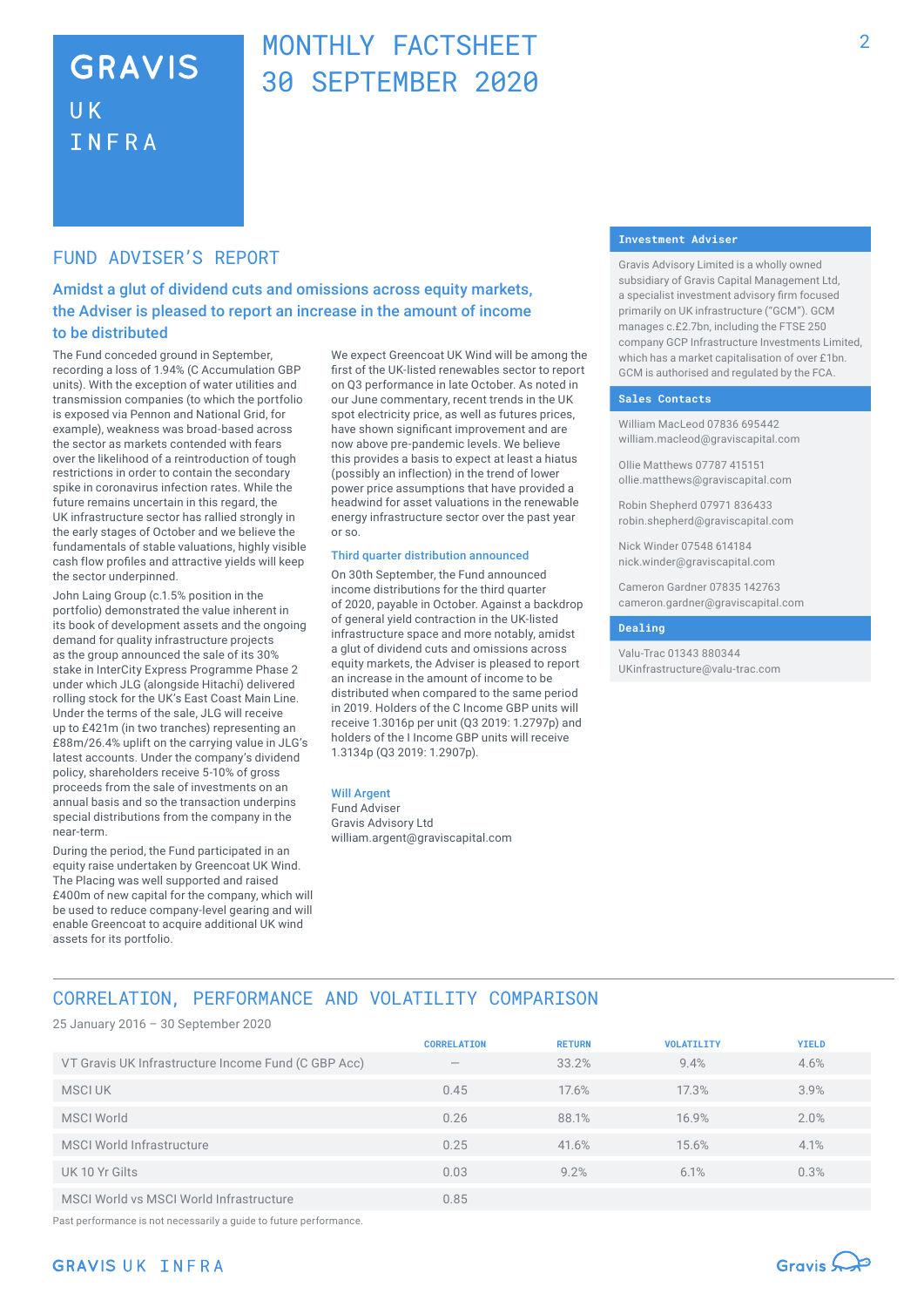# GRAVIS UK INFRA

# MONTHLY FACTSHEET 30 SEPTEMBER 2020

## FUND ADVISER'S REPORT

### Amidst a glut of dividend cuts and omissions across equity markets, the Adviser is pleased to report an increase in the amount of income to be distributed

The Fund conceded ground in September, recording a loss of 1.94% (C Accumulation GBP units). With the exception of water utilities and transmission companies (to which the portfolio is exposed via Pennon and National Grid, for example), weakness was broad-based across the sector as markets contended with fears over the likelihood of a reintroduction of tough restrictions in order to contain the secondary spike in coronavirus infection rates. While the future remains uncertain in this regard, the UK infrastructure sector has rallied strongly in the early stages of October and we believe the fundamentals of stable valuations, highly visible cash flow profiles and attractive yields will keep the sector underpinned.

John Laing Group (c.1.5% position in the portfolio) demonstrated the value inherent in its book of development assets and the ongoing demand for quality infrastructure projects as the group announced the sale of its 30% stake in InterCity Express Programme Phase 2 under which JLG (alongside Hitachi) delivered rolling stock for the UK's East Coast Main Line. Under the terms of the sale, JLG will receive up to £421m (in two tranches) representing an £88m/26.4% uplift on the carrying value in JLG's latest accounts. Under the company's dividend policy, shareholders receive 5-10% of gross proceeds from the sale of investments on an annual basis and so the transaction underpins special distributions from the company in the near-term.

During the period, the Fund participated in an equity raise undertaken by Greencoat UK Wind. The Placing was well supported and raised £400m of new capital for the company, which will be used to reduce company-level gearing and will enable Greencoat to acquire additional UK wind assets for its portfolio.

We expect Greencoat UK Wind will be among the first of the UK-listed renewables sector to report on Q3 performance in late October. As noted in our June commentary, recent trends in the UK spot electricity price, as well as futures prices, have shown significant improvement and are now above pre-pandemic levels. We believe this provides a basis to expect at least a hiatus (possibly an inflection) in the trend of lower power price assumptions that have provided a headwind for asset valuations in the renewable energy infrastructure sector over the past year or so.

#### Third quarter distribution announced

On 30th September, the Fund announced income distributions for the third quarter of 2020, payable in October. Against a backdrop of general yield contraction in the UK-listed infrastructure space and more notably, amidst a glut of dividend cuts and omissions across equity markets, the Adviser is pleased to report an increase in the amount of income to be distributed when compared to the same period in 2019. Holders of the C Income GBP units will receive 1.3016p per unit (Q3 2019: 1.2797p) and holders of the I Income GBP units will receive 1.3134p (Q3 2019: 1.2907p).

**Will Argent**
Fund Adviser
Gravis Advisory Ltd
william.argent@graviscapital.com

#### Investment Adviser

Gravis Advisory Limited is a wholly owned subsidiary of Gravis Capital Management Ltd, a specialist investment advisory firm focused primarily on UK infrastructure ("GCM"). GCM manages c.£2.7bn, including the FTSE 250 company GCP Infrastructure Investments Limited, which has a market capitalisation of over £1bn. GCM is authorised and regulated by the FCA.

#### Sales Contacts

William MacLeod 07836 695442
william.macleod@graviscapital.com

Ollie Matthews 07787 415151
ollie.matthews@graviscapital.com

Robin Shepherd 07971 836433
robin.shepherd@graviscapital.com

Nick Winder 07548 614184
nick.winder@graviscapital.com

Cameron Gardner 07835 142763
cameron.gardner@graviscapital.com

#### Dealing

Valu-Trac 01343 880344
UKinfrastructure@valu-trac.com

## CORRELATION, PERFORMANCE AND VOLATILITY COMPARISON

25 January 2016 – 30 September 2020

| | CORRELATION | RETURN | VOLATILITY | YIELD |
|---|---|---|---|---|
| VT Gravis UK Infrastructure Income Fund (C GBP Acc) | – | 33.2% | 9.4% | 4.6% |
| MSCI UK | 0.45 | 17.6% | 17.3% | 3.9% |
| MSCI World | 0.26 | 88.1% | 16.9% | 2.0% |
| MSCI World Infrastructure | 0.25 | 41.6% | 15.6% | 4.1% |
| UK 10 Yr Gilts | 0.03 | 9.2% | 6.1% | 0.3% |
| MSCI World vs MSCI World Infrastructure | 0.85 | | | |

Past performance is not necessarily a guide to future performance.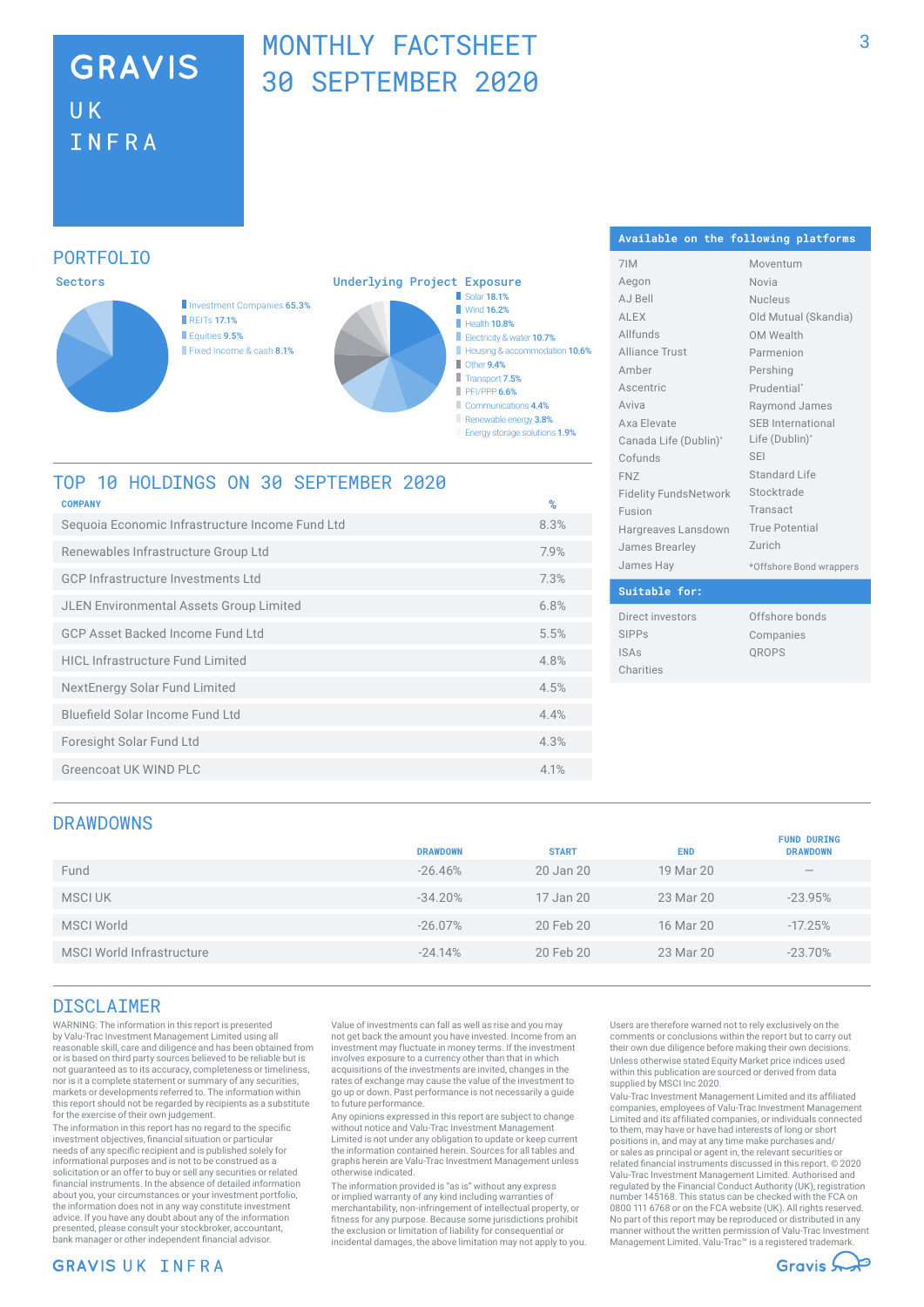# GRAVIS UK INFRA

# MONTHLY FACTSHEET 30 SEPTEMBER 2020

## PORTFOLIO

### Sectors

Investment Companies 65.3%
REITs 17.1%
Equities 9.5%
Fixed Income & cash 8.1%

### Underlying Project Exposure

Solar 18.1%
Wind 16.2%
Health 10.8%
Electricity & water 10.7%
Housing & accommodation 10.6%
Other 9.4%
Transport 7.5%
PFI/PPP 6.6%
Communications 4.4%
Renewable energy 3.8%
Energy storage solutions 1.9%

## TOP 10 HOLDINGS ON 30 SEPTEMBER 2020

| COMPANY | % |
|---|---|
| Sequoia Economic Infrastructure Income Fund Ltd | 8.3% |
| Renewables Infrastructure Group Ltd | 7.9% |
| GCP Infrastructure Investments Ltd | 7.3% |
| JLEN Environmental Assets Group Limited | 6.8% |
| GCP Asset Backed Income Fund Ltd | 5.5% |
| HICL Infrastructure Fund Limited | 4.8% |
| NextEnergy Solar Fund Limited | 4.5% |
| Bluefield Solar Income Fund Ltd | 4.4% |
| Foresight Solar Fund Ltd | 4.3% |
| Greencoat UK WIND PLC | 4.1% |

### Available on the following platforms

7IM
Aegon
AJ Bell
ALEX
Allfunds
Alliance Trust
Amber
Ascentric
Aviva
Axa Elevate
Canada Life (Dublin)*
Cofunds
FNZ
Fidelity FundsNetwork
Fusion
Hargreaves Lansdown
James Brearley
James Hay
Moventum
Novia
Nucleus
Old Mutual (Skandia)
OM Wealth
Parmenion
Pershing
Prudential*
Raymond James
SEB International Life (Dublin)*
SEI
Standard Life
Stocktrade
Transact
True Potential
Zurich

*Offshore Bond wrappers

### Suitable for:

Direct investors
SIPPs
ISAs
Charities
Offshore bonds
Companies
QROPS

## DRAWDOWNS

| | DRAWDOWN | START | END | FUND DURING DRAWDOWN |
|---|---|---|---|---|
| Fund | -26.46% | 20 Jan 20 | 19 Mar 20 | — |
| MSCI UK | -34.20% | 17 Jan 20 | 23 Mar 20 | -23.95% |
| MSCI World | -26.07% | 20 Feb 20 | 16 Mar 20 | -17.25% |
| MSCI World Infrastructure | -24.14% | 20 Feb 20 | 23 Mar 20 | -23.70% |

## DISCLAIMER

WARNING: The information in this report is presented by Valu-Trac Investment Management Limited using all reasonable skill, care and diligence and has been obtained from or is based on third party sources believed to be reliable but is not guaranteed as to its accuracy, completeness or timeliness, nor is it a complete statement or summary of any securities, markets or developments referred to. The information within this report should not be regarded by recipients as a substitute for the exercise of their own judgement.

The information in this report has no regard to the specific investment objectives, financial situation or particular needs of any specific recipient and is published solely for informational purposes and is not to be construed as a solicitation or an offer to buy or sell any securities or related financial instruments. In the absence of detailed information about you, your circumstances or your investment portfolio, the information does not in any way constitute investment advice. If you have any doubt about any of the information presented, please consult your stockbroker, accountant, bank manager or other independent financial advisor.

Value of investments can fall as well as rise and you may not get back the amount you have invested. Income from an investment may fluctuate in money terms. If the investment involves exposure to a currency other than that in which acquisitions of the investments are invited, changes in the rates of exchange may cause the value of the investment to go up or down. Past performance is not necessarily a guide to future performance.

Any opinions expressed in this report are subject to change without notice and Valu-Trac Investment Management Limited is not under any obligation to update or keep current the information contained herein. Sources for all tables and graphs herein are Valu-Trac Investment Management unless otherwise indicated.

The information provided is "as is" without any express or implied warranty of any kind including warranties of merchantability, non-infringement of intellectual property, or fitness for any purpose. Because some jurisdictions prohibit the exclusion or limitation of liability for consequential or incidental damages, the above limitation may not apply to you.

Users are therefore warned not to rely exclusively on the comments or conclusions within the report but to carry out their own due diligence before making their own decisions.

Unless otherwise stated Equity Market price indices used within this publication are sourced or derived from data supplied by MSCI Inc 2020.

Valu-Trac Investment Management Limited and its affiliated companies, employees of Valu-Trac Investment Management Limited and its affiliated companies, or individuals connected to them, may have or have had interests of long or short positions in, and may at any time make purchases and/or sales as principal or agent in, the relevant securities or related financial instruments discussed in this report. © 2020 Valu-Trac Investment Management Limited. Authorised and regulated by the Financial Conduct Authority (UK), registration number 145168. This status can be checked with the FCA on 0800 111 6768 or on the FCA website (UK). All rights reserved. No part of this report may be reproduced or distributed in any manner without the written permission of Valu-Trac Investment Management Limited. Valu-Trac™ is a registered trademark.

GRAVIS UK INFRA

Gravis